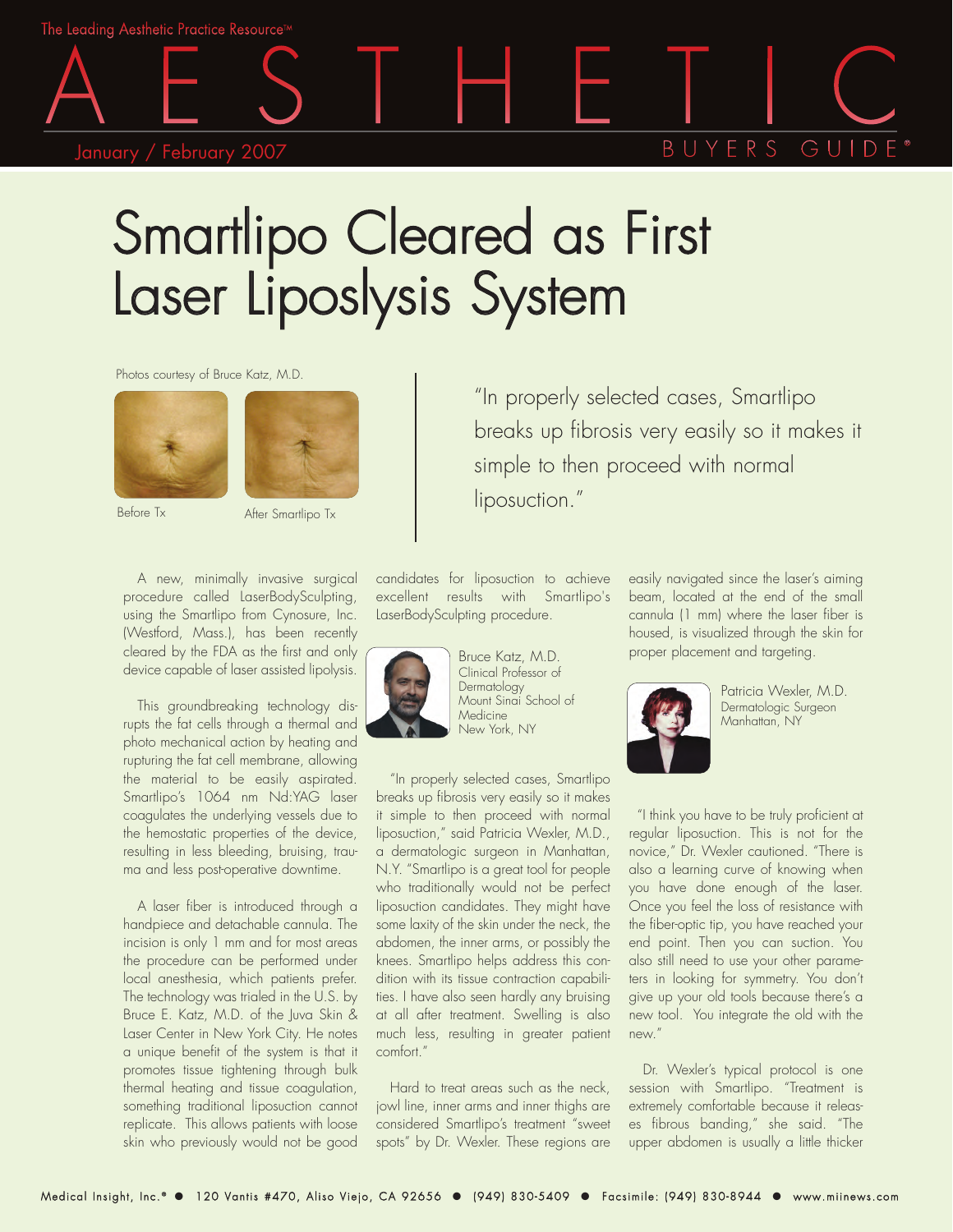The Leading Aesthetic Practice Resource™

# AESTHETIC BUYERS GUIDE

January / February 2007

# Smartlipo Cleared as First Laser Liposlysis System

Photos courtesy of Bruce Katz, M.D.

Before Tx

After Smartlipo Tx

> "In properly selected cases, Smartlipo breaks up fibrosis very easily so it makes it simple to then proceed with normal liposuction."

A new, minimally invasive surgical procedure called LaserBodySculpting, using the Smartlipo from Cynosure, Inc. (Westford, Mass.), has been recently cleared by the FDA as the first and only device capable of laser assisted lipolysis.

This groundbreaking technology disrupts the fat cells through a thermal and photo mechanical action by heating and rupturing the fat cell membrane, allowing the material to be easily aspirated. Smartlipo's 1064 nm Nd:YAG laser coagulates the underlying vessels due to the hemostatic properties of the device, resulting in less bleeding, bruising, trauma and less post-operative downtime.

A laser fiber is introduced through a handpiece and detachable cannula. The incision is only 1 mm and for most areas the procedure can be performed under local anesthesia, which patients prefer. The technology was trialed in the U.S. by Bruce E. Katz, M.D. of the Juva Skin & Laser Center in New York City. He notes a unique benefit of the system is that it promotes tissue tightening through bulk thermal heating and tissue coagulation, something traditional liposuction cannot replicate. This allows patients with loose skin who previously would not be good candidates for liposuction to achieve excellent results with Smartlipo's LaserBodySculpting procedure.

Bruce Katz, M.D.
Clinical Professor of Dermatology
Mount Sinai School of Medicine
New York, NY

"In properly selected cases, Smartlipo breaks up fibrosis very easily so it makes it simple to then proceed with normal liposuction," said Patricia Wexler, M.D., a dermatologic surgeon in Manhattan, N.Y. "Smartlipo is a great tool for people who traditionally would not be perfect liposuction candidates. They might have some laxity of the skin under the neck, the abdomen, the inner arms, or possibly the knees. Smartlipo helps address this condition with its tissue contraction capabilities. I have also seen hardly any bruising at all after treatment. Swelling is also much less, resulting in greater patient comfort."

Hard to treat areas such as the neck, jowl line, inner arms and inner thighs are considered Smartlipo's treatment "sweet spots" by Dr. Wexler. These regions are easily navigated since the laser's aiming beam, located at the end of the small cannula (1 mm) where the laser fiber is housed, is visualized through the skin for proper placement and targeting.

Patricia Wexler, M.D.
Dermatologic Surgeon
Manhattan, NY

"I think you have to be truly proficient at regular liposuction. This is not for the novice," Dr. Wexler cautioned. "There is also a learning curve of knowing when you have done enough of the laser. Once you feel the loss of resistance with the fiber-optic tip, you have reached your end point. Then you can suction. You also still need to use your other parameters in looking for symmetry. You don't give up your old tools because there's a new tool. You integrate the old with the new."

Dr. Wexler's typical protocol is one session with Smartlipo. "Treatment is extremely comfortable because it releases fibrous banding," she said. "The upper abdomen is usually a little thicker

Medical Insight, Inc.® ● 120 Vantis #470, Aliso Viejo, CA 92656 ● (949) 830-5409 ● Facsimile: (949) 830-8944 ● www.miinews.com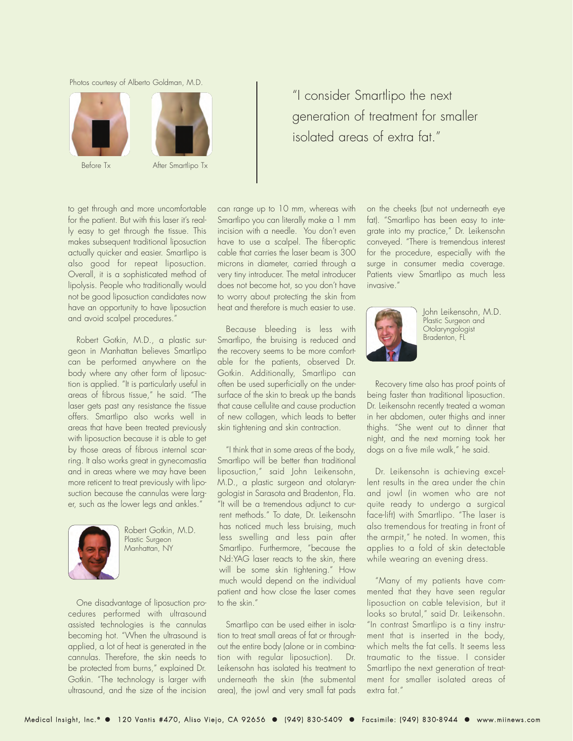Photos courtesy of Alberto Goldman, M.D.

Before Tx

After Smartlipo Tx

> "I consider Smartlipo the next generation of treatment for smaller isolated areas of extra fat."

to get through and more uncomfortable for the patient. But with this laser it's really easy to get through the tissue. This makes subsequent traditional liposuction actually quicker and easier. Smartlipo is also good for repeat liposuction. Overall, it is a sophisticated method of lipolysis. People who traditionally would not be good liposuction candidates now have an opportunity to have liposuction and avoid scalpel procedures."

Robert Gotkin, M.D., a plastic surgeon in Manhattan believes Smartlipo can be performed anywhere on the body where any other form of liposuction is applied. "It is particularly useful in areas of fibrous tissue," he said. "The laser gets past any resistance the tissue offers. Smartlipo also works well in areas that have been treated previously with liposuction because it is able to get by those areas of fibrous internal scarring. It also works great in gynecomastia and in areas where we may have been more reticent to treat previously with liposuction because the cannulas were larger, such as the lower legs and ankles."

Robert Gotkin, M.D.
Plastic Surgeon
Manhattan, NY

One disadvantage of liposuction procedures performed with ultrasound assisted technologies is the cannulas becoming hot. "When the ultrasound is applied, a lot of heat is generated in the cannulas. Therefore, the skin needs to be protected from burns," explained Dr. Gotkin. "The technology is larger with ultrasound, and the size of the incision can range up to 10 mm, whereas with Smartlipo you can literally make a 1 mm incision with a needle. You don't even have to use a scalpel. The fiber-optic cable that carries the laser beam is 300 microns in diameter, carried through a very tiny introducer. The metal introducer does not become hot, so you don't have to worry about protecting the skin from heat and therefore is much easier to use.

Because bleeding is less with Smartlipo, the bruising is reduced and the recovery seems to be more comfortable for the patients, observed Dr. Gotkin. Additionally, Smartlipo can often be used superficially on the undersurface of the skin to break up the bands that cause cellulite and cause production of new collagen, which leads to better skin tightening and skin contraction.

"I think that in some areas of the body, Smartlipo will be better than traditional liposuction," said John Leikensohn, M.D., a plastic surgeon and otolaryngologist in Sarasota and Bradenton, Fla. "It will be a tremendous adjunct to current methods." To date, Dr. Leikensohn has noticed much less bruising, much less swelling and less pain after Smartlipo. Furthermore, "because the Nd:YAG laser reacts to the skin, there will be some skin tightening." How much would depend on the individual patient and how close the laser comes to the skin."

Smartlipo can be used either in isolation to treat small areas of fat or throughout the entire body (alone or in combination with regular liposuction). Dr. Leikensohn has isolated his treatment to underneath the skin (the submental area), the jowl and very small fat pads on the cheeks (but not underneath eye fat). "Smartlipo has been easy to integrate into my practice," Dr. Leikensohn conveyed. "There is tremendous interest for the procedure, especially with the surge in consumer media coverage. Patients view Smartlipo as much less invasive."

John Leikensohn, M.D.
Plastic Surgeon and Otolaryngologist
Bradenton, FL

Recovery time also has proof points of being faster than traditional liposuction. Dr. Leikensohn recently treated a woman in her abdomen, outer thighs and inner thighs. "She went out to dinner that night, and the next morning took her dogs on a five mile walk," he said.

Dr. Leikensohn is achieving excellent results in the area under the chin and jowl (in women who are not quite ready to undergo a surgical face-lift) with Smartlipo. "The laser is also tremendous for treating in front of the armpit," he noted. In women, this applies to a fold of skin detectable while wearing an evening dress.

"Many of my patients have commented that they have seen regular liposuction on cable television, but it looks so brutal," said Dr. Leikensohn. "In contrast Smartlipo is a tiny instrument that is inserted in the body, which melts the fat cells. It seems less traumatic to the tissue. I consider Smartlipo the next generation of treatment for smaller isolated areas of extra fat."

Medical Insight, Inc.® ● 120 Vantis #470, Aliso Viejo, CA 92656 ● (949) 830-5409 ● Facsimile: (949) 830-8944 ● www.miinews.com